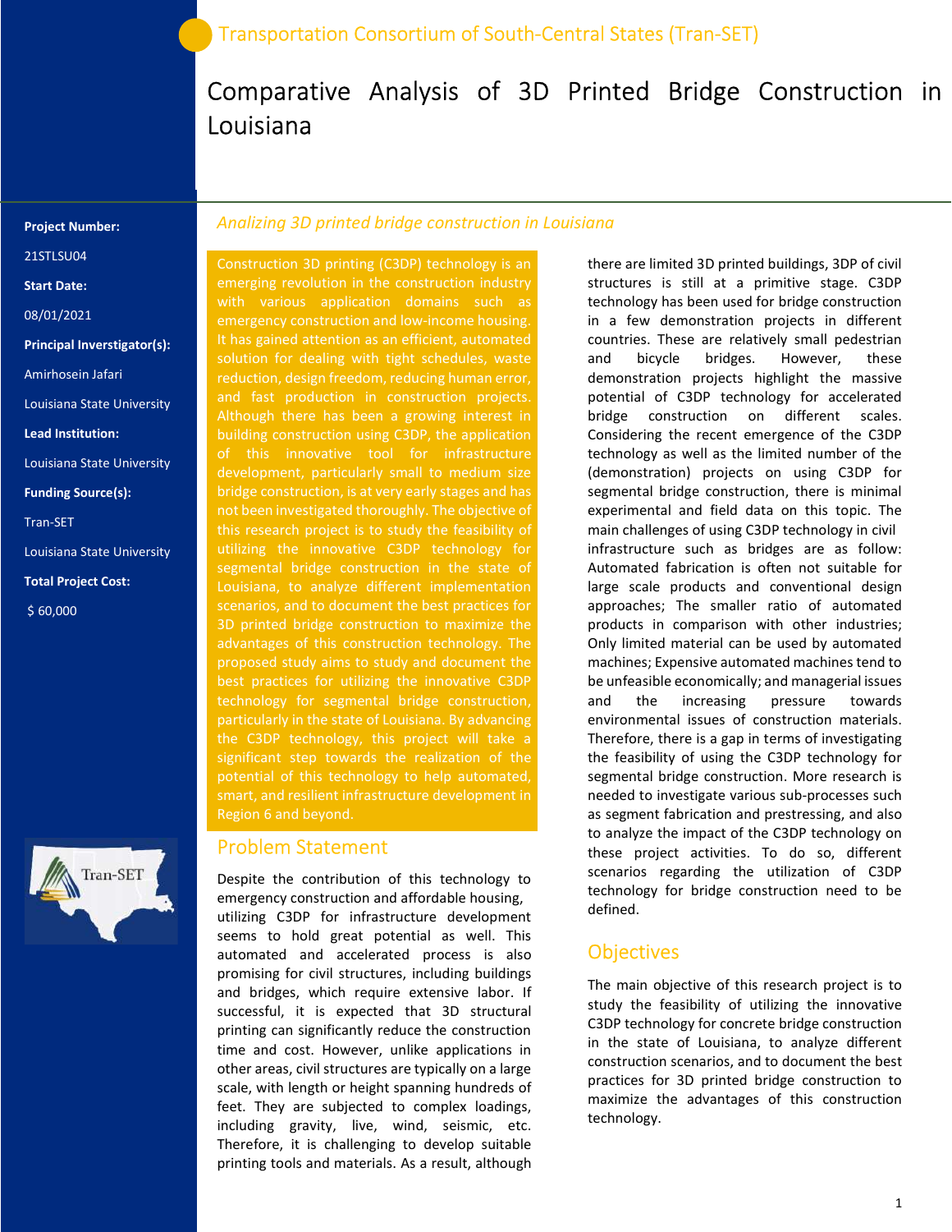Transportation Consortium of South-Central States (Tran-SET)

# Comparative Analysis of 3D Printed Bridge Construction in Louisiana

**Project Number:**

21STLSU04

**Start Date:**

08/01/2021

**Principal Inverstigator(s):**

Amirhosein Jafari

Louisiana State University

**Lead Institution:**

Louisiana State University

**Funding Source(s):**

Tran-SET

Louisiana State University

**Total Project Cost:**

$ 60,000

*Analizing 3D printed bridge construction in Louisiana*

Construction 3D printing (C3DP) technology is an emerging revolution in the construction industry with various application domains such as emergency construction and low-income housing. It has gained attention as an efficient, automated solution for dealing with tight schedules, waste reduction, design freedom, reducing human error, and fast production in construction projects. Although there has been a growing interest in building construction using C3DP, the application of this innovative tool for infrastructure development, particularly small to medium size bridge construction, is at very early stages and has not been investigated thoroughly. The objective of this research project is to study the feasibility of utilizing the innovative C3DP technology for segmental bridge construction in the state of Louisiana, to analyze different implementation scenarios, and to document the best practices for 3D printed bridge construction to maximize the advantages of this construction technology. The proposed study aims to study and document the best practices for utilizing the innovative C3DP technology for segmental bridge construction, particularly in the state of Louisiana. By advancing the C3DP technology, this project will take a significant step towards the realization of the potential of this technology to help automated, smart, and resilient infrastructure development in Region 6 and beyond.

## Problem Statement

Despite the contribution of this technology to emergency construction and affordable housing, utilizing C3DP for infrastructure development seems to hold great potential as well. This automated and accelerated process is also promising for civil structures, including buildings and bridges, which require extensive labor. If successful, it is expected that 3D structural printing can significantly reduce the construction time and cost. However, unlike applications in other areas, civil structures are typically on a large scale, with length or height spanning hundreds of feet. They are subjected to complex loadings, including gravity, live, wind, seismic, etc. Therefore, it is challenging to develop suitable printing tools and materials. As a result, although there are limited 3D printed buildings, 3DP of civil structures is still at a primitive stage. C3DP technology has been used for bridge construction in a few demonstration projects in different countries. These are relatively small pedestrian and bicycle bridges. However, these demonstration projects highlight the massive potential of C3DP technology for accelerated bridge construction on different scales. Considering the recent emergence of the C3DP technology as well as the limited number of the (demonstration) projects on using C3DP for segmental bridge construction, there is minimal experimental and field data on this topic. The main challenges of using C3DP technology in civil infrastructure such as bridges are as follow: Automated fabrication is often not suitable for large scale products and conventional design approaches; The smaller ratio of automated products in comparison with other industries; Only limited material can be used by automated machines; Expensive automated machines tend to be unfeasible economically; and managerial issues and the increasing pressure towards environmental issues of construction materials. Therefore, there is a gap in terms of investigating the feasibility of using the C3DP technology for segmental bridge construction. More research is needed to investigate various sub-processes such as segment fabrication and prestressing, and also to analyze the impact of the C3DP technology on these project activities. To do so, different scenarios regarding the utilization of C3DP technology for bridge construction need to be defined.

## Objectives

The main objective of this research project is to study the feasibility of utilizing the innovative C3DP technology for concrete bridge construction in the state of Louisiana, to analyze different construction scenarios, and to document the best practices for 3D printed bridge construction to maximize the advantages of this construction technology.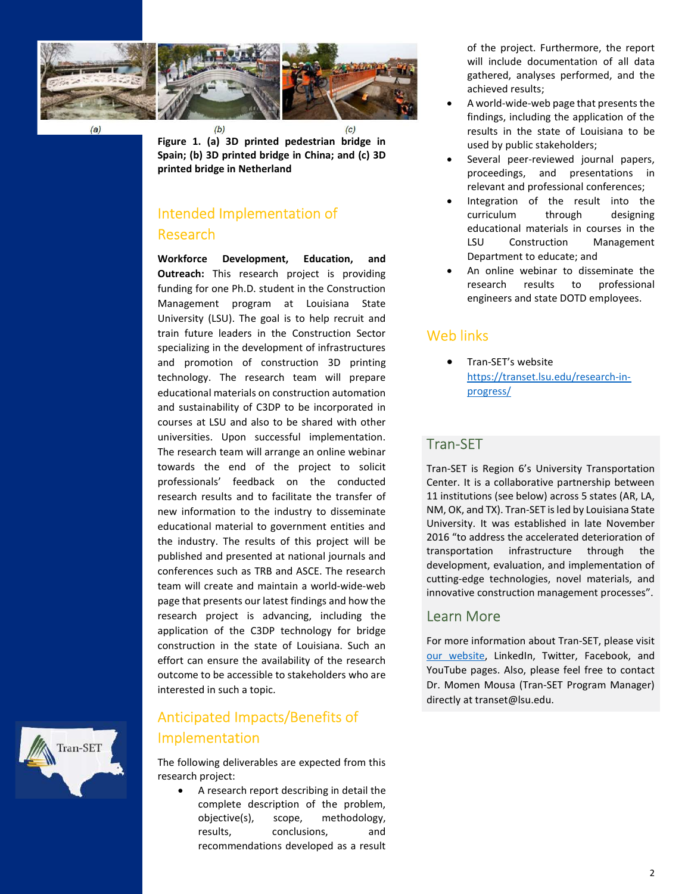(a) (b) (c)

**Figure 1. (a) 3D printed pedestrian bridge in Spain; (b) 3D printed bridge in China; and (c) 3D printed bridge in Netherland**

## Intended Implementation of Research

**Workforce Development, Education, and Outreach:** This research project is providing funding for one Ph.D. student in the Construction Management program at Louisiana State University (LSU). The goal is to help recruit and train future leaders in the Construction Sector specializing in the development of infrastructures and promotion of construction 3D printing technology. The research team will prepare educational materials on construction automation and sustainability of C3DP to be incorporated in courses at LSU and also to be shared with other universities. Upon successful implementation. The research team will arrange an online webinar towards the end of the project to solicit professionals' feedback on the conducted research results and to facilitate the transfer of new information to the industry to disseminate educational material to government entities and the industry. The results of this project will be published and presented at national journals and conferences such as TRB and ASCE. The research team will create and maintain a world-wide-web page that presents our latest findings and how the research project is advancing, including the application of the C3DP technology for bridge construction in the state of Louisiana. Such an effort can ensure the availability of the research outcome to be accessible to stakeholders who are interested in such a topic.

## Anticipated Impacts/Benefits of Implementation

The following deliverables are expected from this research project:

- A research report describing in detail the complete description of the problem, objective(s), scope, methodology, results, conclusions, and recommendations developed as a result of the project. Furthermore, the report will include documentation of all data gathered, analyses performed, and the achieved results;
- A world-wide-web page that presents the findings, including the application of the results in the state of Louisiana to be used by public stakeholders;
- Several peer-reviewed journal papers, proceedings, and presentations in relevant and professional conferences;
- Integration of the result into the curriculum through designing educational materials in courses in the LSU Construction Management Department to educate; and
- An online webinar to disseminate the research results to professional engineers and state DOTD employees.

## Web links

- Tran-SET's website [https://transet.lsu.edu/research-in-progress/](https://transet.lsu.edu/research-in-progress/)

## Tran-SET

Tran-SET is Region 6's University Transportation Center. It is a collaborative partnership between 11 institutions (see below) across 5 states (AR, LA, NM, OK, and TX). Tran-SET is led by Louisiana State University. It was established in late November 2016 "to address the accelerated deterioration of transportation infrastructure through the development, evaluation, and implementation of cutting-edge technologies, novel materials, and innovative construction management processes".

## Learn More

For more information about Tran-SET, please visit our website, LinkedIn, Twitter, Facebook, and YouTube pages. Also, please feel free to contact Dr. Momen Mousa (Tran-SET Program Manager) directly at transet@lsu.edu.

Tran-SET